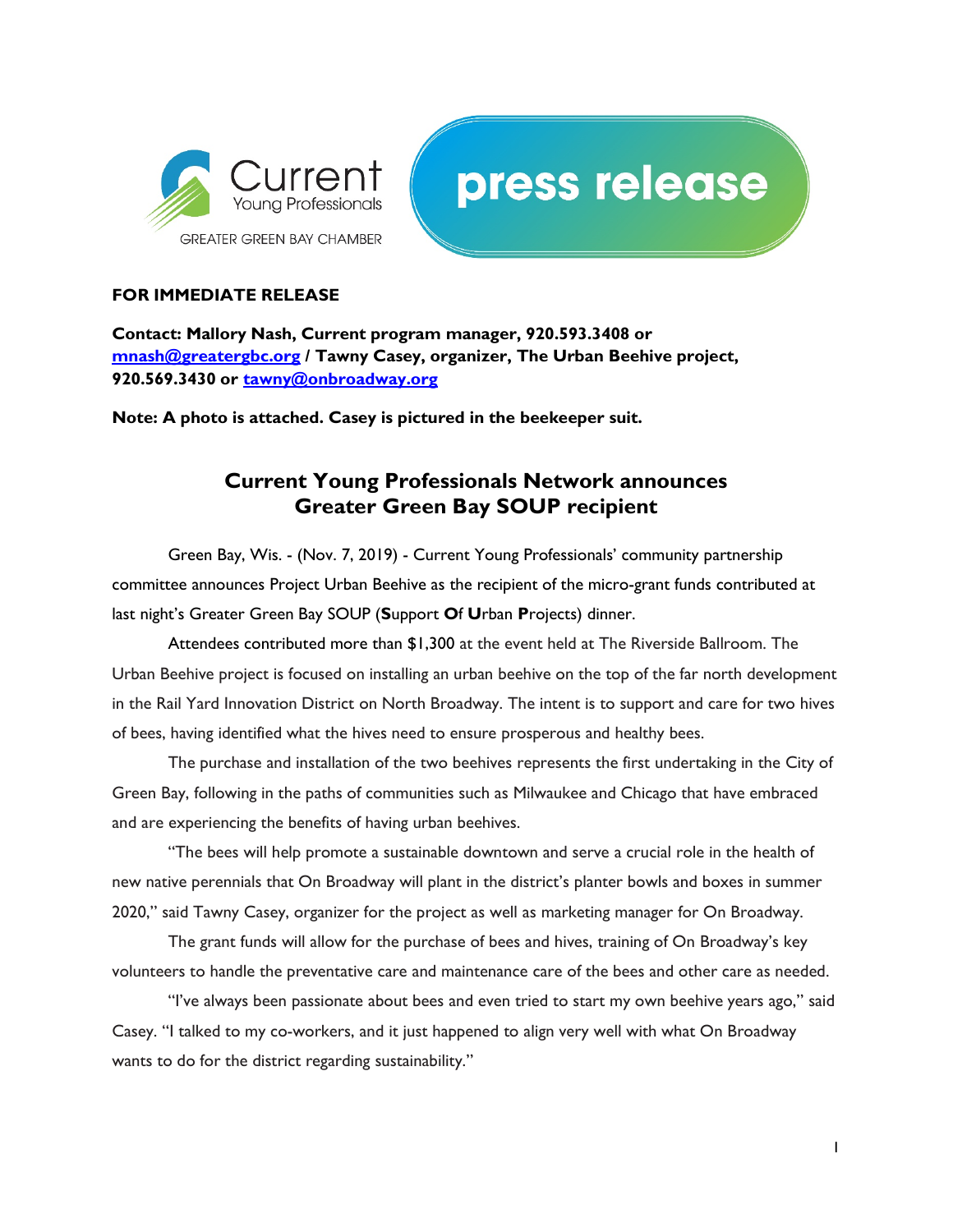Current Young Professionals
GREATER GREEN BAY CHAMBER

press release

**FOR IMMEDIATE RELEASE**

**Contact: Mallory Nash, Current program manager, 920.593.3408 or [mnash@greatergbc.org](mailto:mnash@greatergbc.org) / Tawny Casey, organizer, The Urban Beehive project, 920.569.3430 or [tawny@onbroadway.org](mailto:tawny@onbroadway.org)**

**Note: A photo is attached. Casey is pictured in the beekeeper suit.**

## Current Young Professionals Network announces Greater Green Bay SOUP recipient

Green Bay, Wis. - (Nov. 7, 2019) - Current Young Professionals' community partnership committee announces Project Urban Beehive as the recipient of the micro-grant funds contributed at last night's Greater Green Bay SOUP (**S**upport **O**f **U**rban **P**rojects) dinner.

Attendees contributed more than $1,300 at the event held at The Riverside Ballroom. The Urban Beehive project is focused on installing an urban beehive on the top of the far north development in the Rail Yard Innovation District on North Broadway. The intent is to support and care for two hives of bees, having identified what the hives need to ensure prosperous and healthy bees.

The purchase and installation of the two beehives represents the first undertaking in the City of Green Bay, following in the paths of communities such as Milwaukee and Chicago that have embraced and are experiencing the benefits of having urban beehives.

"The bees will help promote a sustainable downtown and serve a crucial role in the health of new native perennials that On Broadway will plant in the district's planter bowls and boxes in summer 2020," said Tawny Casey, organizer for the project as well as marketing manager for On Broadway.

The grant funds will allow for the purchase of bees and hives, training of On Broadway's key volunteers to handle the preventative care and maintenance care of the bees and other care as needed.

"I've always been passionate about bees and even tried to start my own beehive years ago," said Casey. "I talked to my co-workers, and it just happened to align very well with what On Broadway wants to do for the district regarding sustainability."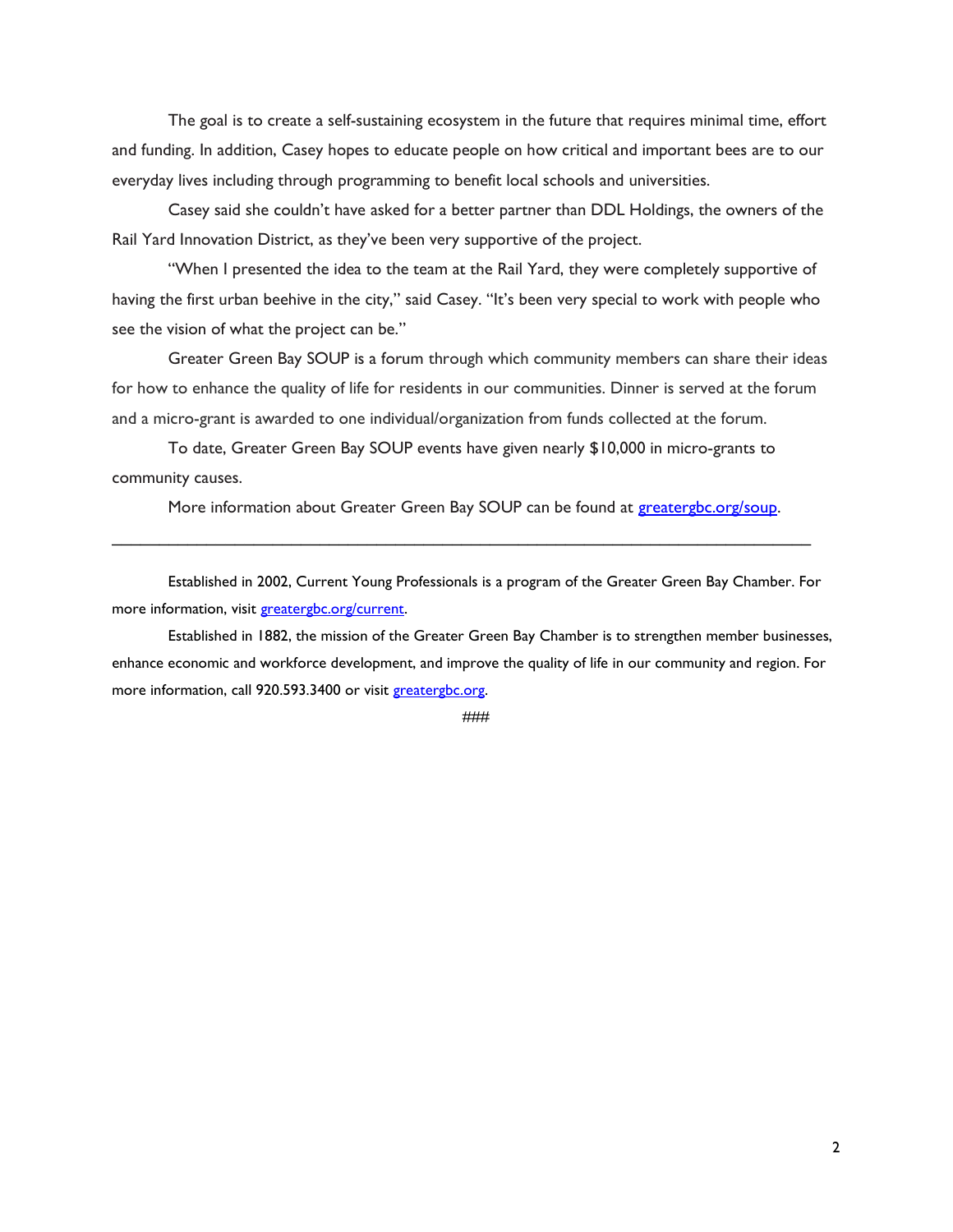The goal is to create a self-sustaining ecosystem in the future that requires minimal time, effort and funding. In addition, Casey hopes to educate people on how critical and important bees are to our everyday lives including through programming to benefit local schools and universities.

Casey said she couldn't have asked for a better partner than DDL Holdings, the owners of the Rail Yard Innovation District, as they've been very supportive of the project.

"When I presented the idea to the team at the Rail Yard, they were completely supportive of having the first urban beehive in the city," said Casey. "It's been very special to work with people who see the vision of what the project can be."

Greater Green Bay SOUP is a forum through which community members can share their ideas for how to enhance the quality of life for residents in our communities. Dinner is served at the forum and a micro-grant is awarded to one individual/organization from funds collected at the forum.

To date, Greater Green Bay SOUP events have given nearly $10,000 in micro-grants to community causes.

More information about Greater Green Bay SOUP can be found at greatergbc.org/soup.

---

Established in 2002, Current Young Professionals is a program of the Greater Green Bay Chamber. For more information, visit greatergbc.org/current.

Established in 1882, the mission of the Greater Green Bay Chamber is to strengthen member businesses, enhance economic and workforce development, and improve the quality of life in our community and region. For more information, call 920.593.3400 or visit greatergbc.org.

###